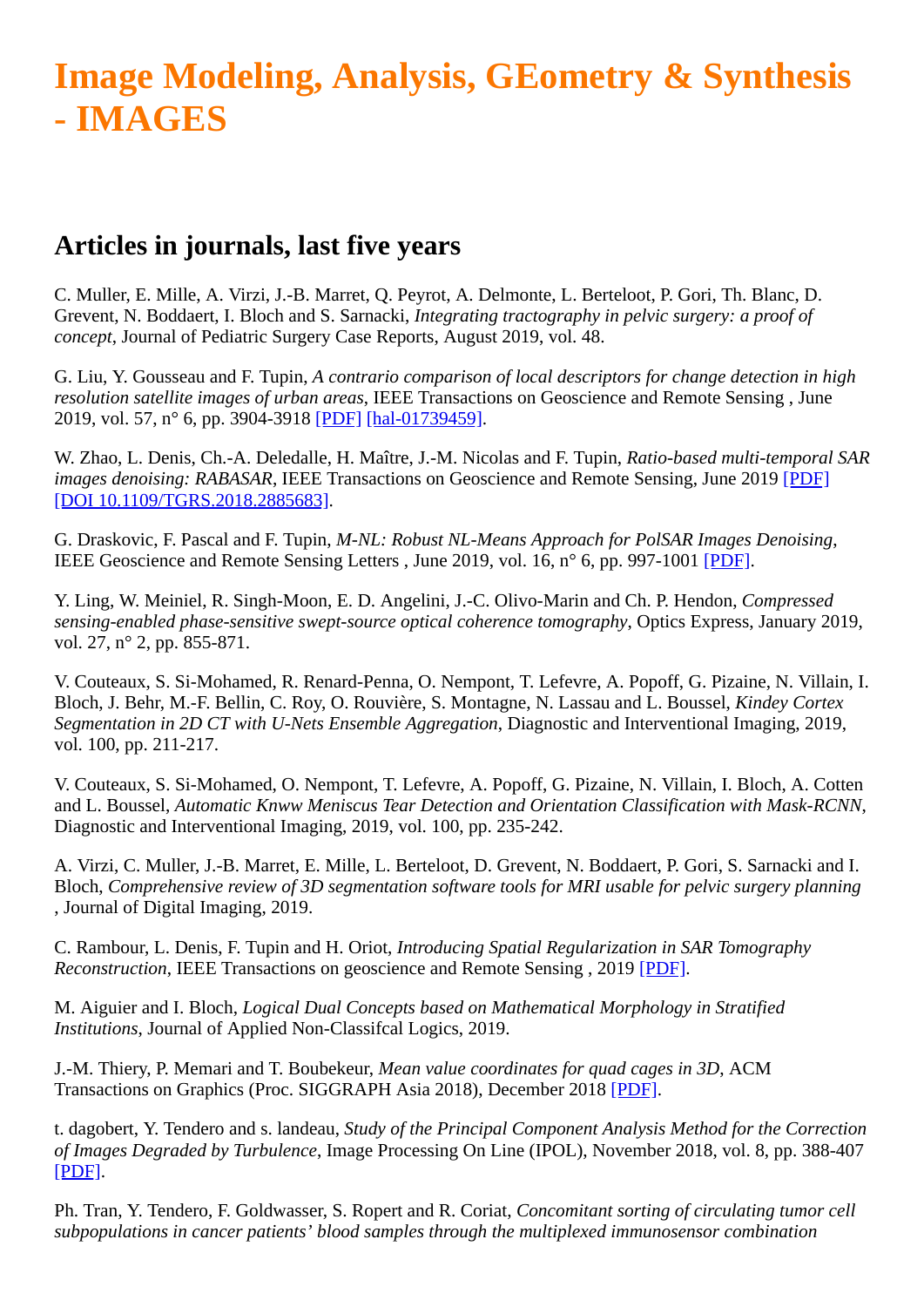# Image Modeling, Analysis, GEometry & Synthesis - IMAGES

## Articles in journals, last five years

C. Muller, E. Mille, A. Virzi, J.-B. Marret, Q. Peyrot, A. Delmonte, L. Berteloot, P. Gori, Th. Blanc, D. Grevent, N. Boddaert, I. Bloch and S. Sarnacki, *Integrating tractography in pelvic surgery: a proof of concept*, Journal of Pediatric Surgery Case Reports, August 2019, vol. 48.

G. Liu, Y. Gousseau and F. Tupin, *A contrario comparison of local descriptors for change detection in high resolution satellite images of urban areas*, IEEE Transactions on Geoscience and Remote Sensing , June 2019, vol. 57, n° 6, pp. 3904-3918 [PDF] [hal-01739459].

W. Zhao, L. Denis, Ch.-A. Deledalle, H. Maître, J.-M. Nicolas and F. Tupin, *Ratio-based multi-temporal SAR images denoising: RABASAR*, IEEE Transactions on Geoscience and Remote Sensing, June 2019 [PDF] [DOI 10.1109/TGRS.2018.2885683].

G. Draskovic, F. Pascal and F. Tupin, *M-NL: Robust NL-Means Approach for PolSAR Images Denoising*, IEEE Geoscience and Remote Sensing Letters , June 2019, vol. 16, n° 6, pp. 997-1001 [PDF].

Y. Ling, W. Meiniel, R. Singh-Moon, E. D. Angelini, J.-C. Olivo-Marin and Ch. P. Hendon, *Compressed sensing-enabled phase-sensitive swept-source optical coherence tomography*, Optics Express, January 2019, vol. 27, n° 2, pp. 855-871.

V. Couteaux, S. Si-Mohamed, R. Renard-Penna, O. Nempont, T. Lefevre, A. Popoff, G. Pizaine, N. Villain, I. Bloch, J. Behr, M.-F. Bellin, C. Roy, O. Rouvière, S. Montagne, N. Lassau and L. Boussel, *Kindey Cortex Segmentation in 2D CT with U-Nets Ensemble Aggregation*, Diagnostic and Interventional Imaging, 2019, vol. 100, pp. 211-217.

V. Couteaux, S. Si-Mohamed, O. Nempont, T. Lefevre, A. Popoff, G. Pizaine, N. Villain, I. Bloch, A. Cotten and L. Boussel, *Automatic Knww Meniscus Tear Detection and Orientation Classification with Mask-RCNN*, Diagnostic and Interventional Imaging, 2019, vol. 100, pp. 235-242.

A. Virzi, C. Muller, J.-B. Marret, E. Mille, L. Berteloot, D. Grevent, N. Boddaert, P. Gori, S. Sarnacki and I. Bloch, *Comprehensive review of 3D segmentation software tools for MRI usable for pelvic surgery planning* , Journal of Digital Imaging, 2019.

C. Rambour, L. Denis, F. Tupin and H. Oriot, *Introducing Spatial Regularization in SAR Tomography Reconstruction*, IEEE Transactions on geoscience and Remote Sensing , 2019 [PDF].

M. Aiguier and I. Bloch, *Logical Dual Concepts based on Mathematical Morphology in Stratified Institutions*, Journal of Applied Non-Classifcal Logics, 2019.

J.-M. Thiery, P. Memari and T. Boubekeur, *Mean value coordinates for quad cages in 3D*, ACM Transactions on Graphics (Proc. SIGGRAPH Asia 2018), December 2018 [PDF].

t. dagobert, Y. Tendero and s. landeau, *Study of the Principal Component Analysis Method for the Correction of Images Degraded by Turbulence*, Image Processing On Line (IPOL), November 2018, vol. 8, pp. 388-407 [PDF].

Ph. Tran, Y. Tendero, F. Goldwasser, S. Ropert and R. Coriat, *Concomitant sorting of circulating tumor cell subpopulations in cancer patients' blood samples through the multiplexed immunosensor combination*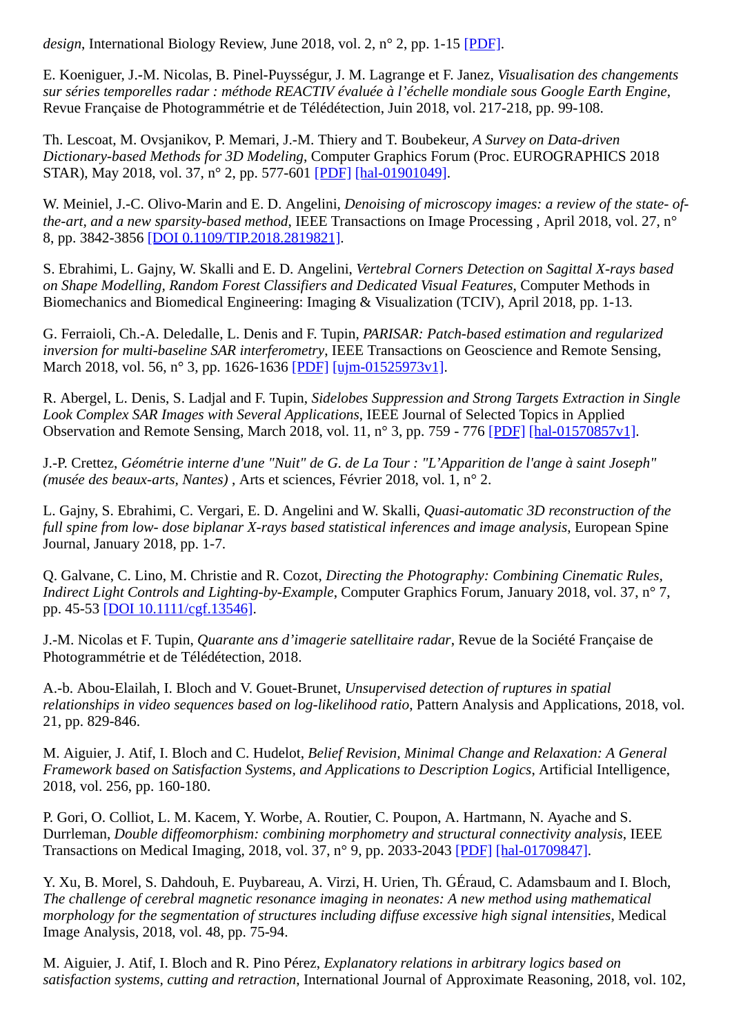*design*, International Biology Review, June 2018, vol. 2, n° 2, pp. 1-15 [PDF].

E. Koeniguer, J.-M. Nicolas, B. Pinel-Puysségur, J. M. Lagrange et F. Janez, *Visualisation des changements sur séries temporelles radar : méthode REACTIV évaluée à l'échelle mondiale sous Google Earth Engine*, Revue Française de Photogrammétrie et de Télédétection, Juin 2018, vol. 217-218, pp. 99-108.

Th. Lescoat, M. Ovsjanikov, P. Memari, J.-M. Thiery and T. Boubekeur, *A Survey on Data-driven Dictionary-based Methods for 3D Modeling*, Computer Graphics Forum (Proc. EUROGRAPHICS 2018 STAR), May 2018, vol. 37, n° 2, pp. 577-601 [PDF] [hal-01901049].

W. Meiniel, J.-C. Olivo-Marin and E. D. Angelini, *Denoising of microscopy images: a review of the state- of-the-art, and a new sparsity-based method*, IEEE Transactions on Image Processing , April 2018, vol. 27, n° 8, pp. 3842-3856 [DOI 0.1109/TIP.2018.2819821].

S. Ebrahimi, L. Gajny, W. Skalli and E. D. Angelini, *Vertebral Corners Detection on Sagittal X-rays based on Shape Modelling, Random Forest Classifiers and Dedicated Visual Features*, Computer Methods in Biomechanics and Biomedical Engineering: Imaging & Visualization (TCIV), April 2018, pp. 1-13.

G. Ferraioli, Ch.-A. Deledalle, L. Denis and F. Tupin, *PARISAR: Patch-based estimation and regularized inversion for multi-baseline SAR interferometry*, IEEE Transactions on Geoscience and Remote Sensing, March 2018, vol. 56, n° 3, pp. 1626-1636 [PDF] [ujm-01525973v1].

R. Abergel, L. Denis, S. Ladjal and F. Tupin, *Sidelobes Suppression and Strong Targets Extraction in Single Look Complex SAR Images with Several Applications*, IEEE Journal of Selected Topics in Applied Observation and Remote Sensing, March 2018, vol. 11, n° 3, pp. 759 - 776 [PDF] [hal-01570857v1].

J.-P. Crettez, *Géométrie interne d'une "Nuit" de G. de La Tour : "L'Apparition de l'ange à saint Joseph" (musée des beaux-arts, Nantes)* , Arts et sciences, Février 2018, vol. 1, n° 2.

L. Gajny, S. Ebrahimi, C. Vergari, E. D. Angelini and W. Skalli, *Quasi-automatic 3D reconstruction of the full spine from low- dose biplanar X-rays based statistical inferences and image analysis*, European Spine Journal, January 2018, pp. 1-7.

Q. Galvane, C. Lino, M. Christie and R. Cozot, *Directing the Photography: Combining Cinematic Rules, Indirect Light Controls and Lighting-by-Example*, Computer Graphics Forum, January 2018, vol. 37, n° 7, pp. 45-53 [DOI 10.1111/cgf.13546].

J.-M. Nicolas et F. Tupin, *Quarante ans d'imagerie satellitaire radar*, Revue de la Société Française de Photogrammétrie et de Télédétection, 2018.

A.-b. Abou-Elailah, I. Bloch and V. Gouet-Brunet, *Unsupervised detection of ruptures in spatial relationships in video sequences based on log-likelihood ratio*, Pattern Analysis and Applications, 2018, vol. 21, pp. 829-846.

M. Aiguier, J. Atif, I. Bloch and C. Hudelot, *Belief Revision, Minimal Change and Relaxation: A General Framework based on Satisfaction Systems, and Applications to Description Logics*, Artificial Intelligence, 2018, vol. 256, pp. 160-180.

P. Gori, O. Colliot, L. M. Kacem, Y. Worbe, A. Routier, C. Poupon, A. Hartmann, N. Ayache and S. Durrleman, *Double diffeomorphism: combining morphometry and structural connectivity analysis*, IEEE Transactions on Medical Imaging, 2018, vol. 37, n° 9, pp. 2033-2043 [PDF] [hal-01709847].

Y. Xu, B. Morel, S. Dahdouh, E. Puybareau, A. Virzi, H. Urien, Th. GÉraud, C. Adamsbaum and I. Bloch, *The challenge of cerebral magnetic resonance imaging in neonates: A new method using mathematical morphology for the segmentation of structures including diffuse excessive high signal intensities*, Medical Image Analysis, 2018, vol. 48, pp. 75-94.

M. Aiguier, J. Atif, I. Bloch and R. Pino Pérez, *Explanatory relations in arbitrary logics based on satisfaction systems, cutting and retraction*, International Journal of Approximate Reasoning, 2018, vol. 102,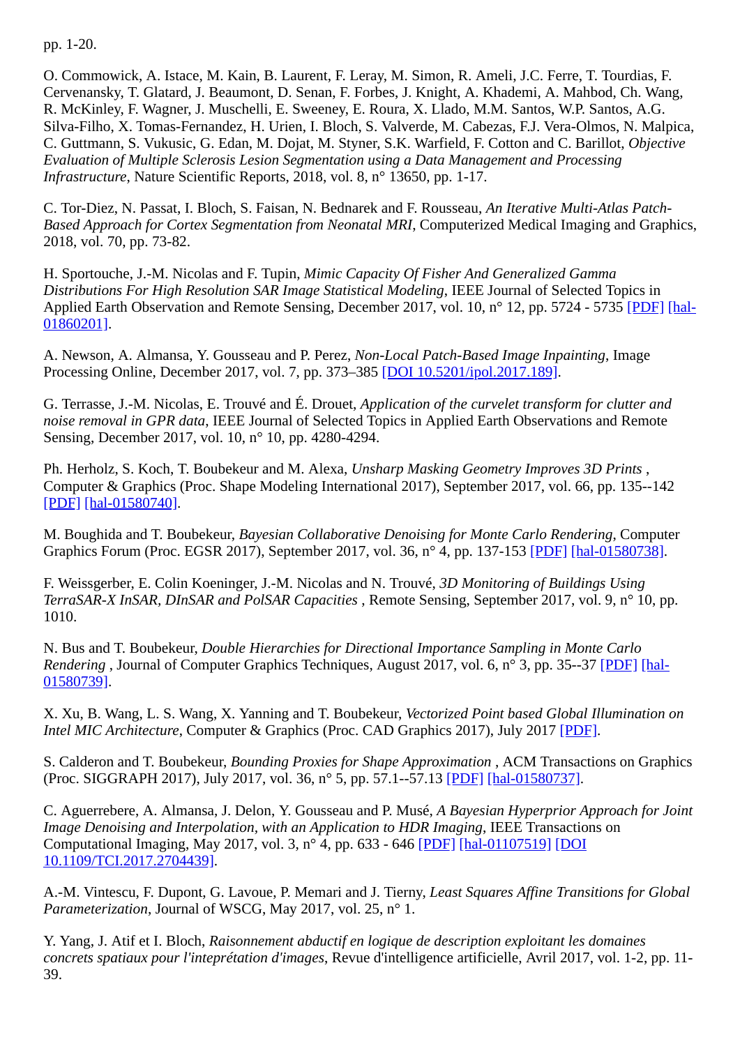pp. 1-20.

O. Commowick, A. Istace, M. Kain, B. Laurent, F. Leray, M. Simon, R. Ameli, J.C. Ferre, T. Tourdias, F. Cervenansky, T. Glatard, J. Beaumont, D. Senan, F. Forbes, J. Knight, A. Khademi, A. Mahbod, Ch. Wang, R. McKinley, F. Wagner, J. Muschelli, E. Sweeney, E. Roura, X. Llado, M.M. Santos, W.P. Santos, A.G. Silva-Filho, X. Tomas-Fernandez, H. Urien, I. Bloch, S. Valverde, M. Cabezas, F.J. Vera-Olmos, N. Malpica, C. Guttmann, S. Vukusic, G. Edan, M. Dojat, M. Styner, S.K. Warfield, F. Cotton and C. Barillot, *Objective Evaluation of Multiple Sclerosis Lesion Segmentation using a Data Management and Processing Infrastructure*, Nature Scientific Reports, 2018, vol. 8, n° 13650, pp. 1-17.

C. Tor-Diez, N. Passat, I. Bloch, S. Faisan, N. Bednarek and F. Rousseau, *An Iterative Multi-Atlas Patch-Based Approach for Cortex Segmentation from Neonatal MRI*, Computerized Medical Imaging and Graphics, 2018, vol. 70, pp. 73-82.

H. Sportouche, J.-M. Nicolas and F. Tupin, *Mimic Capacity Of Fisher And Generalized Gamma Distributions For High Resolution SAR Image Statistical Modeling*, IEEE Journal of Selected Topics in Applied Earth Observation and Remote Sensing, December 2017, vol. 10, n° 12, pp. 5724 - 5735 [PDF] [hal-01860201].

A. Newson, A. Almansa, Y. Gousseau and P. Perez, *Non-Local Patch-Based Image Inpainting*, Image Processing Online, December 2017, vol. 7, pp. 373–385 [DOI 10.5201/ipol.2017.189].

G. Terrasse, J.-M. Nicolas, E. Trouvé and É. Drouet, *Application of the curvelet transform for clutter and noise removal in GPR data*, IEEE Journal of Selected Topics in Applied Earth Observations and Remote Sensing, December 2017, vol. 10, n° 10, pp. 4280-4294.

Ph. Herholz, S. Koch, T. Boubekeur and M. Alexa, *Unsharp Masking Geometry Improves 3D Prints* , Computer & Graphics (Proc. Shape Modeling International 2017), September 2017, vol. 66, pp. 135--142 [PDF] [hal-01580740].

M. Boughida and T. Boubekeur, *Bayesian Collaborative Denoising for Monte Carlo Rendering*, Computer Graphics Forum (Proc. EGSR 2017), September 2017, vol. 36, n° 4, pp. 137-153 [PDF] [hal-01580738].

F. Weissgerber, E. Colin Koeninger, J.-M. Nicolas and N. Trouvé, *3D Monitoring of Buildings Using TerraSAR-X InSAR, DInSAR and PolSAR Capacities* , Remote Sensing, September 2017, vol. 9, n° 10, pp. 1010.

N. Bus and T. Boubekeur, *Double Hierarchies for Directional Importance Sampling in Monte Carlo Rendering* , Journal of Computer Graphics Techniques, August 2017, vol. 6, n° 3, pp. 35--37 [PDF] [hal-01580739].

X. Xu, B. Wang, L. S. Wang, X. Yanning and T. Boubekeur, *Vectorized Point based Global Illumination on Intel MIC Architecture*, Computer & Graphics (Proc. CAD Graphics 2017), July 2017 [PDF].

S. Calderon and T. Boubekeur, *Bounding Proxies for Shape Approximation* , ACM Transactions on Graphics (Proc. SIGGRAPH 2017), July 2017, vol. 36, n° 5, pp. 57.1--57.13 [PDF] [hal-01580737].

C. Aguerrebere, A. Almansa, J. Delon, Y. Gousseau and P. Musé, *A Bayesian Hyperprior Approach for Joint Image Denoising and Interpolation, with an Application to HDR Imaging*, IEEE Transactions on Computational Imaging, May 2017, vol. 3, n° 4, pp. 633 - 646 [PDF] [hal-01107519] [DOI 10.1109/TCI.2017.2704439].

A.-M. Vintescu, F. Dupont, G. Lavoue, P. Memari and J. Tierny, *Least Squares Affine Transitions for Global Parameterization*, Journal of WSCG, May 2017, vol. 25, n° 1.

Y. Yang, J. Atif et I. Bloch, *Raisonnement abductif en logique de description exploitant les domaines concrets spatiaux pour l'inteprétation d'images*, Revue d'intelligence artificielle, Avril 2017, vol. 1-2, pp. 11-39.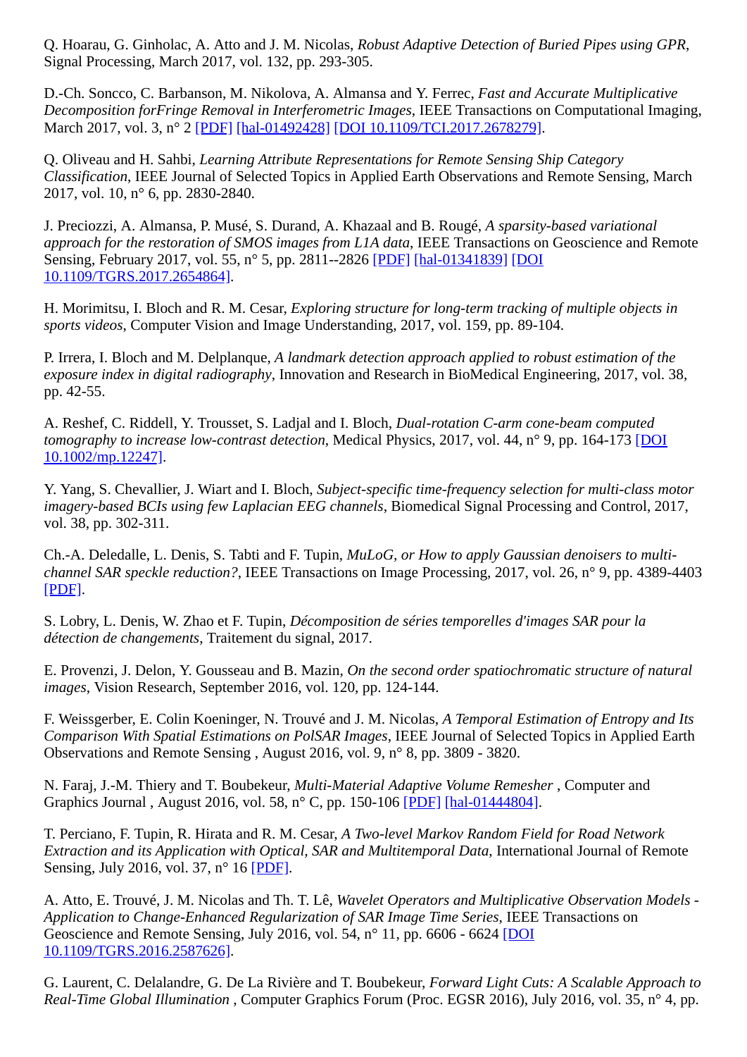Q. Hoarau, G. Ginholac, A. Atto and J. M. Nicolas, *Robust Adaptive Detection of Buried Pipes using GPR*, Signal Processing, March 2017, vol. 132, pp. 293-305.

D.-Ch. Soncco, C. Barbanson, M. Nikolova, A. Almansa and Y. Ferrec, *Fast and Accurate Multiplicative Decomposition forFringe Removal in Interferometric Images*, IEEE Transactions on Computational Imaging, March 2017, vol. 3, n° 2 [PDF] [hal-01492428] [DOI 10.1109/TCI.2017.2678279].

Q. Oliveau and H. Sahbi, *Learning Attribute Representations for Remote Sensing Ship Category Classification*, IEEE Journal of Selected Topics in Applied Earth Observations and Remote Sensing, March 2017, vol. 10, n° 6, pp. 2830-2840.

J. Preciozzi, A. Almansa, P. Musé, S. Durand, A. Khazaal and B. Rougé, *A sparsity-based variational approach for the restoration of SMOS images from L1A data*, IEEE Transactions on Geoscience and Remote Sensing, February 2017, vol. 55, n° 5, pp. 2811--2826 [PDF] [hal-01341839] [DOI 10.1109/TGRS.2017.2654864].

H. Morimitsu, I. Bloch and R. M. Cesar, *Exploring structure for long-term tracking of multiple objects in sports videos*, Computer Vision and Image Understanding, 2017, vol. 159, pp. 89-104.

P. Irrera, I. Bloch and M. Delplanque, *A landmark detection approach applied to robust estimation of the exposure index in digital radiography*, Innovation and Research in BioMedical Engineering, 2017, vol. 38, pp. 42-55.

A. Reshef, C. Riddell, Y. Trousset, S. Ladjal and I. Bloch, *Dual-rotation C-arm cone-beam computed tomography to increase low-contrast detection*, Medical Physics, 2017, vol. 44, n° 9, pp. 164-173 [DOI 10.1002/mp.12247].

Y. Yang, S. Chevallier, J. Wiart and I. Bloch, *Subject-specific time-frequency selection for multi-class motor imagery-based BCIs using few Laplacian EEG channels*, Biomedical Signal Processing and Control, 2017, vol. 38, pp. 302-311.

Ch.-A. Deledalle, L. Denis, S. Tabti and F. Tupin, *MuLoG, or How to apply Gaussian denoisers to multi-channel SAR speckle reduction?*, IEEE Transactions on Image Processing, 2017, vol. 26, n° 9, pp. 4389-4403 [PDF].

S. Lobry, L. Denis, W. Zhao et F. Tupin, *Décomposition de séries temporelles d'images SAR pour la détection de changements*, Traitement du signal, 2017.

E. Provenzi, J. Delon, Y. Gousseau and B. Mazin, *On the second order spatiochromatic structure of natural images*, Vision Research, September 2016, vol. 120, pp. 124-144.

F. Weissgerber, E. Colin Koeninger, N. Trouvé and J. M. Nicolas, *A Temporal Estimation of Entropy and Its Comparison With Spatial Estimations on PolSAR Images*, IEEE Journal of Selected Topics in Applied Earth Observations and Remote Sensing , August 2016, vol. 9, n° 8, pp. 3809 - 3820.

N. Faraj, J.-M. Thiery and T. Boubekeur, *Multi-Material Adaptive Volume Remesher* , Computer and Graphics Journal , August 2016, vol. 58, n° C, pp. 150-106 [PDF] [hal-01444804].

T. Perciano, F. Tupin, R. Hirata and R. M. Cesar, *A Two-level Markov Random Field for Road Network Extraction and its Application with Optical, SAR and Multitemporal Data*, International Journal of Remote Sensing, July 2016, vol. 37, n° 16 [PDF].

A. Atto, E. Trouvé, J. M. Nicolas and Th. T. Lê, *Wavelet Operators and Multiplicative Observation Models - Application to Change-Enhanced Regularization of SAR Image Time Series*, IEEE Transactions on Geoscience and Remote Sensing, July 2016, vol. 54, n° 11, pp. 6606 - 6624 [DOI 10.1109/TGRS.2016.2587626].

G. Laurent, C. Delalandre, G. De La Rivière and T. Boubekeur, *Forward Light Cuts: A Scalable Approach to Real-Time Global Illumination* , Computer Graphics Forum (Proc. EGSR 2016), July 2016, vol. 35, n° 4, pp.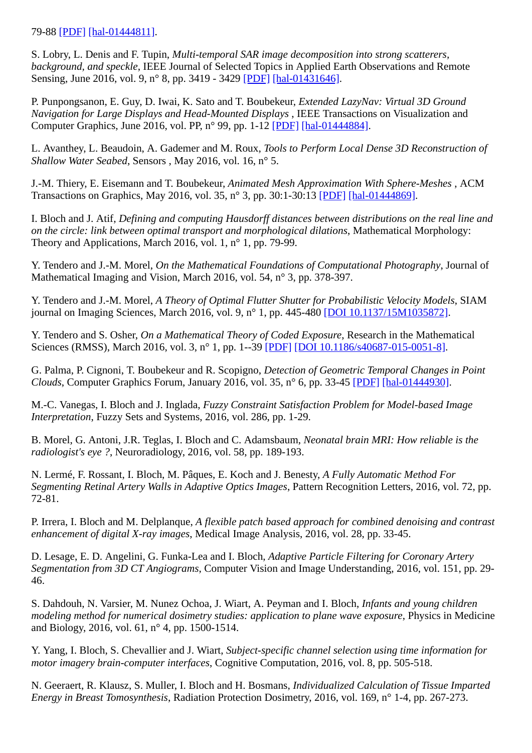79-88 [PDF] [hal-01444811].

S. Lobry, L. Denis and F. Tupin, *Multi-temporal SAR image decomposition into strong scatterers, background, and speckle*, IEEE Journal of Selected Topics in Applied Earth Observations and Remote Sensing, June 2016, vol. 9, n° 8, pp. 3419 - 3429 [PDF] [hal-01431646].

P. Punpongsanon, E. Guy, D. Iwai, K. Sato and T. Boubekeur, *Extended LazyNav: Virtual 3D Ground Navigation for Large Displays and Head-Mounted Displays* , IEEE Transactions on Visualization and Computer Graphics, June 2016, vol. PP, n° 99, pp. 1-12 [PDF] [hal-01444884].

L. Avanthey, L. Beaudoin, A. Gademer and M. Roux, *Tools to Perform Local Dense 3D Reconstruction of Shallow Water Seabed*, Sensors , May 2016, vol. 16, n° 5.

J.-M. Thiery, E. Eisemann and T. Boubekeur, *Animated Mesh Approximation With Sphere-Meshes* , ACM Transactions on Graphics, May 2016, vol. 35, n° 3, pp. 30:1-30:13 [PDF] [hal-01444869].

I. Bloch and J. Atif, *Defining and computing Hausdorff distances between distributions on the real line and on the circle: link between optimal transport and morphological dilations*, Mathematical Morphology: Theory and Applications, March 2016, vol. 1, n° 1, pp. 79-99.

Y. Tendero and J.-M. Morel, *On the Mathematical Foundations of Computational Photography*, Journal of Mathematical Imaging and Vision, March 2016, vol. 54, n° 3, pp. 378-397.

Y. Tendero and J.-M. Morel, *A Theory of Optimal Flutter Shutter for Probabilistic Velocity Models*, SIAM journal on Imaging Sciences, March 2016, vol. 9, n° 1, pp. 445-480 [DOI 10.1137/15M1035872].

Y. Tendero and S. Osher, *On a Mathematical Theory of Coded Exposure*, Research in the Mathematical Sciences (RMSS), March 2016, vol. 3, n° 1, pp. 1--39 [PDF] [DOI 10.1186/s40687-015-0051-8].

G. Palma, P. Cignoni, T. Boubekeur and R. Scopigno, *Detection of Geometric Temporal Changes in Point Clouds*, Computer Graphics Forum, January 2016, vol. 35, n° 6, pp. 33-45 [PDF] [hal-01444930].

M.-C. Vanegas, I. Bloch and J. Inglada, *Fuzzy Constraint Satisfaction Problem for Model-based Image Interpretation*, Fuzzy Sets and Systems, 2016, vol. 286, pp. 1-29.

B. Morel, G. Antoni, J.R. Teglas, I. Bloch and C. Adamsbaum, *Neonatal brain MRI: How reliable is the radiologist's eye ?*, Neuroradiology, 2016, vol. 58, pp. 189-193.

N. Lermé, F. Rossant, I. Bloch, M. Pâques, E. Koch and J. Benesty, *A Fully Automatic Method For Segmenting Retinal Artery Walls in Adaptive Optics Images*, Pattern Recognition Letters, 2016, vol. 72, pp. 72-81.

P. Irrera, I. Bloch and M. Delplanque, *A flexible patch based approach for combined denoising and contrast enhancement of digital X-ray images*, Medical Image Analysis, 2016, vol. 28, pp. 33-45.

D. Lesage, E. D. Angelini, G. Funka-Lea and I. Bloch, *Adaptive Particle Filtering for Coronary Artery Segmentation from 3D CT Angiograms*, Computer Vision and Image Understanding, 2016, vol. 151, pp. 29-46.

S. Dahdouh, N. Varsier, M. Nunez Ochoa, J. Wiart, A. Peyman and I. Bloch, *Infants and young children modeling method for numerical dosimetry studies: application to plane wave exposure*, Physics in Medicine and Biology, 2016, vol. 61, n° 4, pp. 1500-1514.

Y. Yang, I. Bloch, S. Chevallier and J. Wiart, *Subject-specific channel selection using time information for motor imagery brain-computer interfaces*, Cognitive Computation, 2016, vol. 8, pp. 505-518.

N. Geeraert, R. Klausz, S. Muller, I. Bloch and H. Bosmans, *Individualized Calculation of Tissue Imparted Energy in Breast Tomosynthesis*, Radiation Protection Dosimetry, 2016, vol. 169, n° 1-4, pp. 267-273.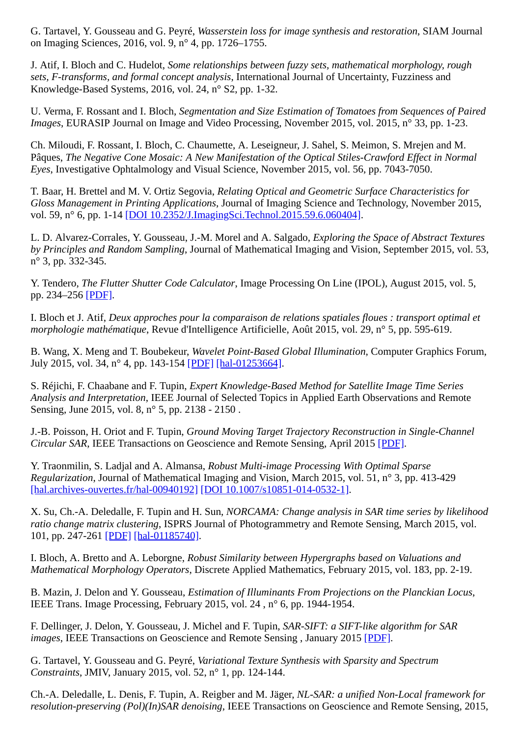G. Tartavel, Y. Gousseau and G. Peyré, *Wasserstein loss for image synthesis and restoration*, SIAM Journal on Imaging Sciences, 2016, vol. 9, n° 4, pp. 1726–1755.

J. Atif, I. Bloch and C. Hudelot, *Some relationships between fuzzy sets, mathematical morphology, rough sets, F-transforms, and formal concept analysis*, International Journal of Uncertainty, Fuzziness and Knowledge-Based Systems, 2016, vol. 24, n° S2, pp. 1-32.

U. Verma, F. Rossant and I. Bloch, *Segmentation and Size Estimation of Tomatoes from Sequences of Paired Images*, EURASIP Journal on Image and Video Processing, November 2015, vol. 2015, n° 33, pp. 1-23.

Ch. Miloudi, F. Rossant, I. Bloch, C. Chaumette, A. Leseigneur, J. Sahel, S. Meimon, S. Mrejen and M. Pâques, *The Negative Cone Mosaic: A New Manifestation of the Optical Stiles-Crawford Effect in Normal Eyes*, Investigative Ophtalmology and Visual Science, November 2015, vol. 56, pp. 7043-7050.

T. Baar, H. Brettel and M. V. Ortiz Segovia, *Relating Optical and Geometric Surface Characteristics for Gloss Management in Printing Applications*, Journal of Imaging Science and Technology, November 2015, vol. 59, n° 6, pp. 1-14 [DOI 10.2352/J.ImagingSci.Technol.2015.59.6.060404].

L. D. Alvarez-Corrales, Y. Gousseau, J.-M. Morel and A. Salgado, *Exploring the Space of Abstract Textures by Principles and Random Sampling*, Journal of Mathematical Imaging and Vision, September 2015, vol. 53, n° 3, pp. 332-345.

Y. Tendero, *The Flutter Shutter Code Calculator*, Image Processing On Line (IPOL), August 2015, vol. 5, pp. 234–256 [PDF].

I. Bloch et J. Atif, *Deux approches pour la comparaison de relations spatiales floues : transport optimal et morphologie mathématique*, Revue d'Intelligence Artificielle, Août 2015, vol. 29, n° 5, pp. 595-619.

B. Wang, X. Meng and T. Boubekeur, *Wavelet Point-Based Global Illumination*, Computer Graphics Forum, July 2015, vol. 34, n° 4, pp. 143-154 [PDF] [hal-01253664].

S. Réjichi, F. Chaabane and F. Tupin, *Expert Knowledge-Based Method for Satellite Image Time Series Analysis and Interpretation*, IEEE Journal of Selected Topics in Applied Earth Observations and Remote Sensing, June 2015, vol. 8, n° 5, pp. 2138 - 2150 .

J.-B. Poisson, H. Oriot and F. Tupin, *Ground Moving Target Trajectory Reconstruction in Single-Channel Circular SAR*, IEEE Transactions on Geoscience and Remote Sensing, April 2015 [PDF].

Y. Traonmilin, S. Ladjal and A. Almansa, *Robust Multi-image Processing With Optimal Sparse Regularization*, Journal of Mathematical Imaging and Vision, March 2015, vol. 51, n° 3, pp. 413-429 [hal.archives-ouvertes.fr/hal-00940192] [DOI 10.1007/s10851-014-0532-1].

X. Su, Ch.-A. Deledalle, F. Tupin and H. Sun, *NORCAMA: Change analysis in SAR time series by likelihood ratio change matrix clustering*, ISPRS Journal of Photogrammetry and Remote Sensing, March 2015, vol. 101, pp. 247-261 [PDF] [hal-01185740].

I. Bloch, A. Bretto and A. Leborgne, *Robust Similarity between Hypergraphs based on Valuations and Mathematical Morphology Operators*, Discrete Applied Mathematics, February 2015, vol. 183, pp. 2-19.

B. Mazin, J. Delon and Y. Gousseau, *Estimation of Illuminants From Projections on the Planckian Locus*, IEEE Trans. Image Processing, February 2015, vol. 24 , n° 6, pp. 1944-1954.

F. Dellinger, J. Delon, Y. Gousseau, J. Michel and F. Tupin, *SAR-SIFT: a SIFT-like algorithm for SAR images*, IEEE Transactions on Geoscience and Remote Sensing , January 2015 [PDF].

G. Tartavel, Y. Gousseau and G. Peyré, *Variational Texture Synthesis with Sparsity and Spectrum Constraints*, JMIV, January 2015, vol. 52, n° 1, pp. 124-144.

Ch.-A. Deledalle, L. Denis, F. Tupin, A. Reigber and M. Jäger, *NL-SAR: a unified Non-Local framework for resolution-preserving (Pol)(In)SAR denoising*, IEEE Transactions on Geoscience and Remote Sensing, 2015,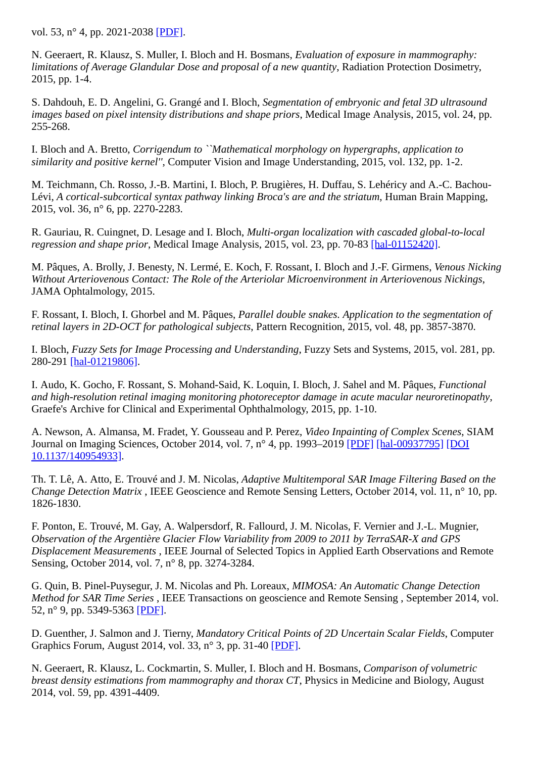vol. 53, n° 4, pp. 2021-2038 [PDF].

N. Geeraert, R. Klausz, S. Muller, I. Bloch and H. Bosmans, *Evaluation of exposure in mammography: limitations of Average Glandular Dose and proposal of a new quantity*, Radiation Protection Dosimetry, 2015, pp. 1-4.

S. Dahdouh, E. D. Angelini, G. Grangé and I. Bloch, *Segmentation of embryonic and fetal 3D ultrasound images based on pixel intensity distributions and shape priors*, Medical Image Analysis, 2015, vol. 24, pp. 255-268.

I. Bloch and A. Bretto, *Corrigendum to ``Mathematical morphology on hypergraphs, application to similarity and positive kernel''*, Computer Vision and Image Understanding, 2015, vol. 132, pp. 1-2.

M. Teichmann, Ch. Rosso, J.-B. Martini, I. Bloch, P. Brugières, H. Duffau, S. Lehéricy and A.-C. Bachou-Lévi, *A cortical-subcortical syntax pathway linking Broca's are and the striatum*, Human Brain Mapping, 2015, vol. 36, n° 6, pp. 2270-2283.

R. Gauriau, R. Cuingnet, D. Lesage and I. Bloch, *Multi-organ localization with cascaded global-to-local regression and shape prior*, Medical Image Analysis, 2015, vol. 23, pp. 70-83 [hal-01152420].

M. Pâques, A. Brolly, J. Benesty, N. Lermé, E. Koch, F. Rossant, I. Bloch and J.-F. Girmens, *Venous Nicking Without Arteriovenous Contact: The Role of the Arteriolar Microenvironment in Arteriovenous Nickings*, JAMA Ophtalmology, 2015.

F. Rossant, I. Bloch, I. Ghorbel and M. Pâques, *Parallel double snakes. Application to the segmentation of retinal layers in 2D-OCT for pathological subjects*, Pattern Recognition, 2015, vol. 48, pp. 3857-3870.

I. Bloch, *Fuzzy Sets for Image Processing and Understanding*, Fuzzy Sets and Systems, 2015, vol. 281, pp. 280-291 [hal-01219806].

I. Audo, K. Gocho, F. Rossant, S. Mohand-Said, K. Loquin, I. Bloch, J. Sahel and M. Pâques, *Functional and high-resolution retinal imaging monitoring photoreceptor damage in acute macular neuroretinopathy*, Graefe's Archive for Clinical and Experimental Ophthalmology, 2015, pp. 1-10.

A. Newson, A. Almansa, M. Fradet, Y. Gousseau and P. Perez, *Video Inpainting of Complex Scenes*, SIAM Journal on Imaging Sciences, October 2014, vol. 7, n° 4, pp. 1993–2019 [PDF] [hal-00937795] [DOI 10.1137/140954933].

Th. T. Lê, A. Atto, E. Trouvé and J. M. Nicolas, *Adaptive Multitemporal SAR Image Filtering Based on the Change Detection Matrix* , IEEE Geoscience and Remote Sensing Letters, October 2014, vol. 11, n° 10, pp. 1826-1830.

F. Ponton, E. Trouvé, M. Gay, A. Walpersdorf, R. Fallourd, J. M. Nicolas, F. Vernier and J.-L. Mugnier, *Observation of the Argentière Glacier Flow Variability from 2009 to 2011 by TerraSAR-X and GPS Displacement Measurements* , IEEE Journal of Selected Topics in Applied Earth Observations and Remote Sensing, October 2014, vol. 7, n° 8, pp. 3274-3284.

G. Quin, B. Pinel-Puysegur, J. M. Nicolas and Ph. Loreaux, *MIMOSA: An Automatic Change Detection Method for SAR Time Series* , IEEE Transactions on geoscience and Remote Sensing , September 2014, vol. 52, n° 9, pp. 5349-5363 [PDF].

D. Guenther, J. Salmon and J. Tierny, *Mandatory Critical Points of 2D Uncertain Scalar Fields*, Computer Graphics Forum, August 2014, vol. 33, n° 3, pp. 31-40 [PDF].

N. Geeraert, R. Klausz, L. Cockmartin, S. Muller, I. Bloch and H. Bosmans, *Comparison of volumetric breast density estimations from mammography and thorax CT*, Physics in Medicine and Biology, August 2014, vol. 59, pp. 4391-4409.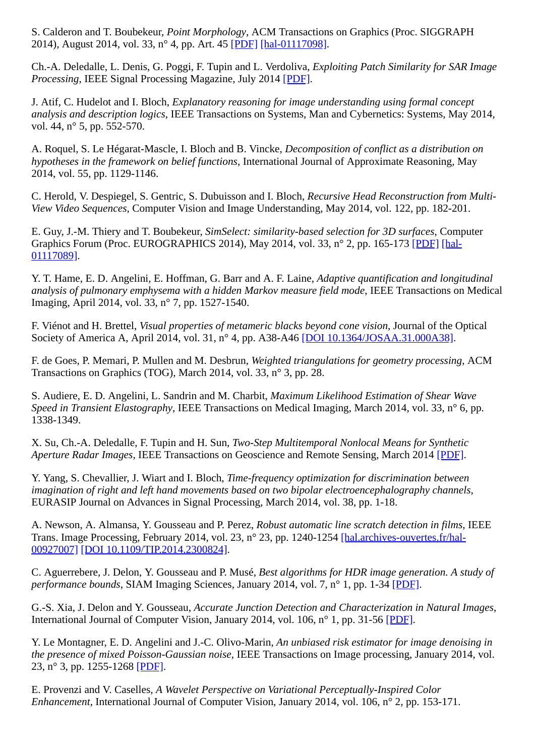S. Calderon and T. Boubekeur, *Point Morphology*, ACM Transactions on Graphics (Proc. SIGGRAPH 2014), August 2014, vol. 33, n° 4, pp. Art. 45 [PDF] [hal-01117098].

Ch.-A. Deledalle, L. Denis, G. Poggi, F. Tupin and L. Verdoliva, *Exploiting Patch Similarity for SAR Image Processing*, IEEE Signal Processing Magazine, July 2014 [PDF].

J. Atif, C. Hudelot and I. Bloch, *Explanatory reasoning for image understanding using formal concept analysis and description logics*, IEEE Transactions on Systems, Man and Cybernetics: Systems, May 2014, vol. 44, n° 5, pp. 552-570.

A. Roquel, S. Le Hégarat-Mascle, I. Bloch and B. Vincke, *Decomposition of conflict as a distribution on hypotheses in the framework on belief functions*, International Journal of Approximate Reasoning, May 2014, vol. 55, pp. 1129-1146.

C. Herold, V. Despiegel, S. Gentric, S. Dubuisson and I. Bloch, *Recursive Head Reconstruction from Multi-View Video Sequences*, Computer Vision and Image Understanding, May 2014, vol. 122, pp. 182-201.

E. Guy, J.-M. Thiery and T. Boubekeur, *SimSelect: similarity-based selection for 3D surfaces*, Computer Graphics Forum (Proc. EUROGRAPHICS 2014), May 2014, vol. 33, n° 2, pp. 165-173 [PDF] [hal-01117089].

Y. T. Hame, E. D. Angelini, E. Hoffman, G. Barr and A. F. Laine, *Adaptive quantification and longitudinal analysis of pulmonary emphysema with a hidden Markov measure field mode*, IEEE Transactions on Medical Imaging, April 2014, vol. 33, n° 7, pp. 1527-1540.

F. Viénot and H. Brettel, *Visual properties of metameric blacks beyond cone vision*, Journal of the Optical Society of America A, April 2014, vol. 31, n° 4, pp. A38-A46 [DOI 10.1364/JOSAA.31.000A38].

F. de Goes, P. Memari, P. Mullen and M. Desbrun, *Weighted triangulations for geometry processing*, ACM Transactions on Graphics (TOG), March 2014, vol. 33, n° 3, pp. 28.

S. Audiere, E. D. Angelini, L. Sandrin and M. Charbit, *Maximum Likelihood Estimation of Shear Wave Speed in Transient Elastography*, IEEE Transactions on Medical Imaging, March 2014, vol. 33, n° 6, pp. 1338-1349.

X. Su, Ch.-A. Deledalle, F. Tupin and H. Sun, *Two-Step Multitemporal Nonlocal Means for Synthetic Aperture Radar Images*, IEEE Transactions on Geoscience and Remote Sensing, March 2014 [PDF].

Y. Yang, S. Chevallier, J. Wiart and I. Bloch, *Time-frequency optimization for discrimination between imagination of right and left hand movements based on two bipolar electroencephalography channels*, EURASIP Journal on Advances in Signal Processing, March 2014, vol. 38, pp. 1-18.

A. Newson, A. Almansa, Y. Gousseau and P. Perez, *Robust automatic line scratch detection in films*, IEEE Trans. Image Processing, February 2014, vol. 23, n° 23, pp. 1240-1254 [hal.archives-ouvertes.fr/hal-00927007] [DOI 10.1109/TIP.2014.2300824].

C. Aguerrebere, J. Delon, Y. Gousseau and P. Musé, *Best algorithms for HDR image generation. A study of performance bounds*, SIAM Imaging Sciences, January 2014, vol. 7, n° 1, pp. 1-34 [PDF].

G.-S. Xia, J. Delon and Y. Gousseau, *Accurate Junction Detection and Characterization in Natural Images*, International Journal of Computer Vision, January 2014, vol. 106, n° 1, pp. 31-56 [PDF].

Y. Le Montagner, E. D. Angelini and J.-C. Olivo-Marin, *An unbiased risk estimator for image denoising in the presence of mixed Poisson-Gaussian noise*, IEEE Transactions on Image processing, January 2014, vol. 23, n° 3, pp. 1255-1268 [PDF].

E. Provenzi and V. Caselles, *A Wavelet Perspective on Variational Perceptually-Inspired Color Enhancement*, International Journal of Computer Vision, January 2014, vol. 106, n° 2, pp. 153-171.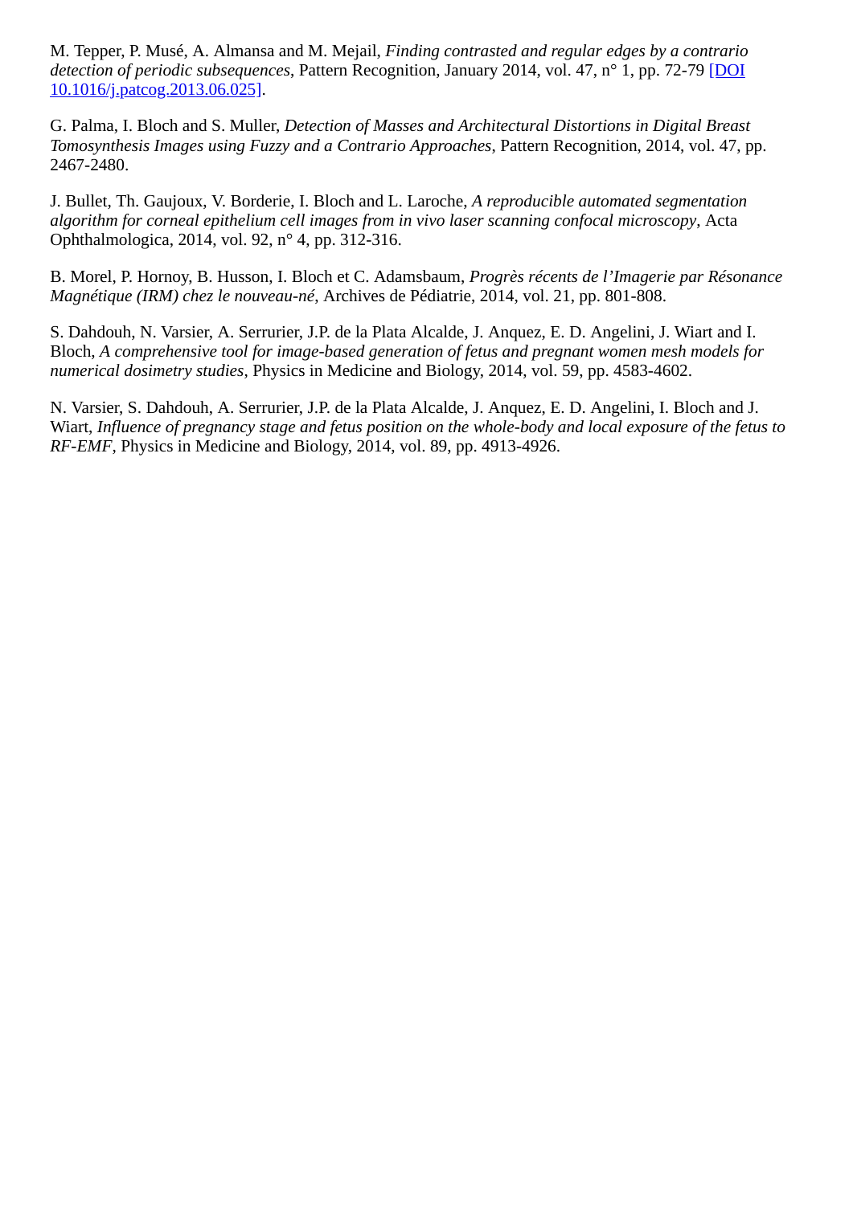M. Tepper, P. Musé, A. Almansa and M. Mejail, *Finding contrasted and regular edges by a contrario detection of periodic subsequences*, Pattern Recognition, January 2014, vol. 47, n° 1, pp. 72-79 [DOI 10.1016/j.patcog.2013.06.025].

G. Palma, I. Bloch and S. Muller, *Detection of Masses and Architectural Distortions in Digital Breast Tomosynthesis Images using Fuzzy and a Contrario Approaches*, Pattern Recognition, 2014, vol. 47, pp. 2467-2480.

J. Bullet, Th. Gaujoux, V. Borderie, I. Bloch and L. Laroche, *A reproducible automated segmentation algorithm for corneal epithelium cell images from in vivo laser scanning confocal microscopy*, Acta Ophthalmologica, 2014, vol. 92, n° 4, pp. 312-316.

B. Morel, P. Hornoy, B. Husson, I. Bloch et C. Adamsbaum, *Progrès récents de l'Imagerie par Résonance Magnétique (IRM) chez le nouveau-né*, Archives de Pédiatrie, 2014, vol. 21, pp. 801-808.

S. Dahdouh, N. Varsier, A. Serrurier, J.P. de la Plata Alcalde, J. Anquez, E. D. Angelini, J. Wiart and I. Bloch, *A comprehensive tool for image-based generation of fetus and pregnant women mesh models for numerical dosimetry studies*, Physics in Medicine and Biology, 2014, vol. 59, pp. 4583-4602.

N. Varsier, S. Dahdouh, A. Serrurier, J.P. de la Plata Alcalde, J. Anquez, E. D. Angelini, I. Bloch and J. Wiart, *Influence of pregnancy stage and fetus position on the whole-body and local exposure of the fetus to RF-EMF*, Physics in Medicine and Biology, 2014, vol. 89, pp. 4913-4926.